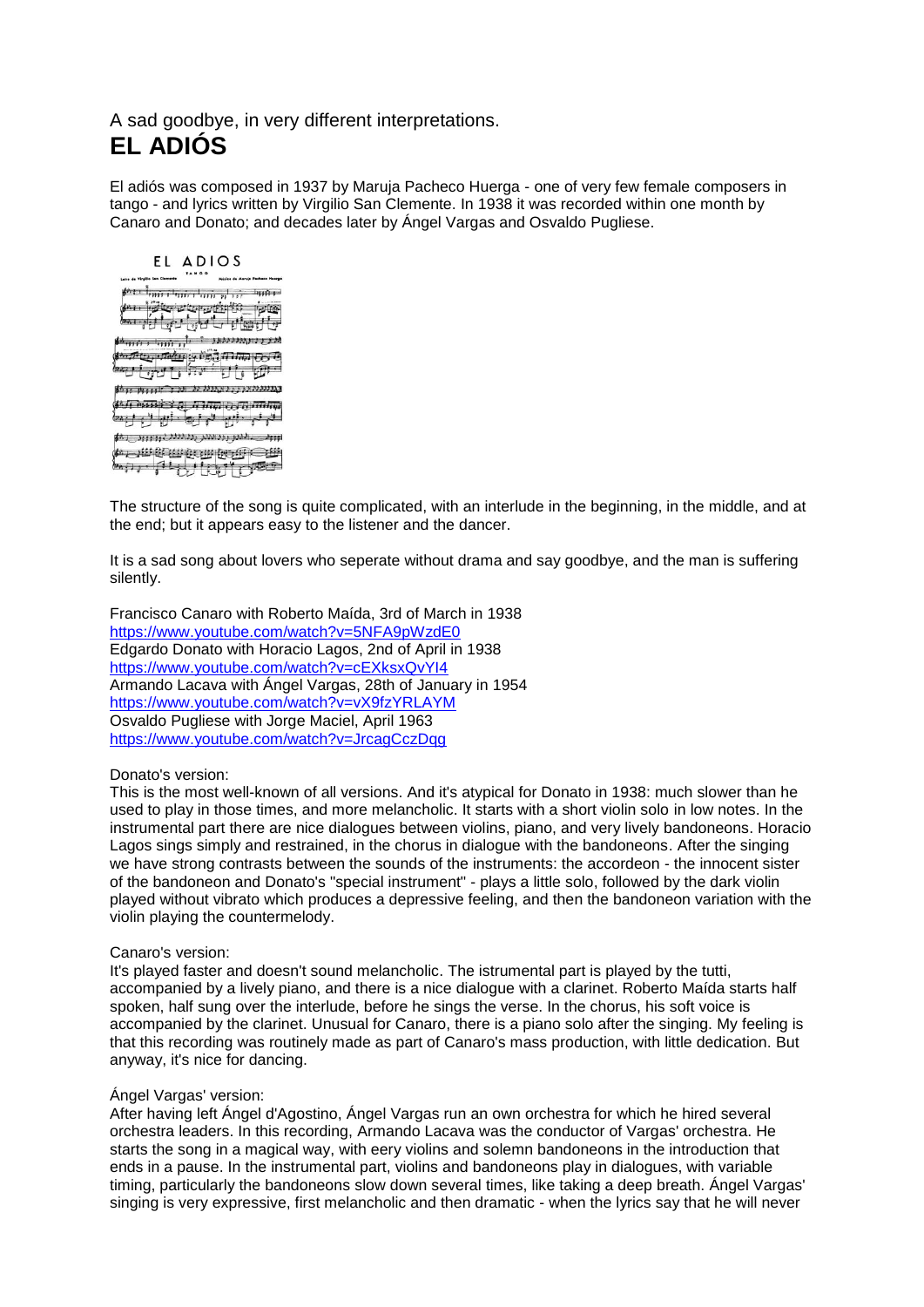A sad goodbye, in very different interpretations.

# EL ADIÓS

El adiós was composed in 1937 by Maruja Pacheco Huerga - one of very few female composers in tango - and lyrics written by Virgilio San Clemente. In 1938 it was recorded within one month by Canaro and Donato; and decades later by Ángel Vargas and Osvaldo Pugliese.

The structure of the song is quite complicated, with an interlude in the beginning, in the middle, and at the end; but it appears easy to the listener and the dancer.

It is a sad song about lovers who seperate without drama and say goodbye, and the man is suffering silently.

Francisco Canaro with Roberto Maída, 3rd of March in 1938
https://www.youtube.com/watch?v=5NFA9pWzdE0
Edgardo Donato with Horacio Lagos, 2nd of April in 1938
https://www.youtube.com/watch?v=cEXksxQvYI4
Armando Lacava with Ángel Vargas, 28th of January in 1954
https://www.youtube.com/watch?v=vX9fzYRLAYM
Osvaldo Pugliese with Jorge Maciel, April 1963
https://www.youtube.com/watch?v=JrcagCczDqg

Donato's version:
This is the most well-known of all versions. And it's atypical for Donato in 1938: much slower than he used to play in those times, and more melancholic. It starts with a short violin solo in low notes. In the instrumental part there are nice dialogues between violins, piano, and very lively bandoneons. Horacio Lagos sings simply and restrained, in the chorus in dialogue with the bandoneons. After the singing we have strong contrasts between the sounds of the instruments: the accordeon - the innocent sister of the bandoneon and Donato's "special instrument" - plays a little solo, followed by the dark violin played without vibrato which produces a depressive feeling, and then the bandoneon variation with the violin playing the countermelody.

Canaro's version:
It's played faster and doesn't sound melancholic. The istrumental part is played by the tutti, accompanied by a lively piano, and there is a nice dialogue with a clarinet. Roberto Maída starts half half spoken, half sung over the interlude, before he sings the verse. In the chorus, his soft voice is accompanied by the clarinet. Unusual for Canaro, there is a piano solo after the singing. My feeling is that this recording was routinely made as part of Canaro's mass production, with little dedication. But anyway, it's nice for dancing.

Ángel Vargas' version:
After having left Ángel d'Agostino, Ángel Vargas run an own orchestra for which he hired several orchestra leaders. In this recording, Armando Lacava was the conductor of Vargas' orchestra. He starts the song in a magical way, with eery violins and solemn bandoneons in the introduction that ends in a pause. In the instrumental part, violins and bandoneons play in dialogues, with variable timing, particularly the bandoneons slow down several times, like taking a deep breath. Ángel Vargas' singing is very expressive, first melancholic and then dramatic - when the lyrics say that he will never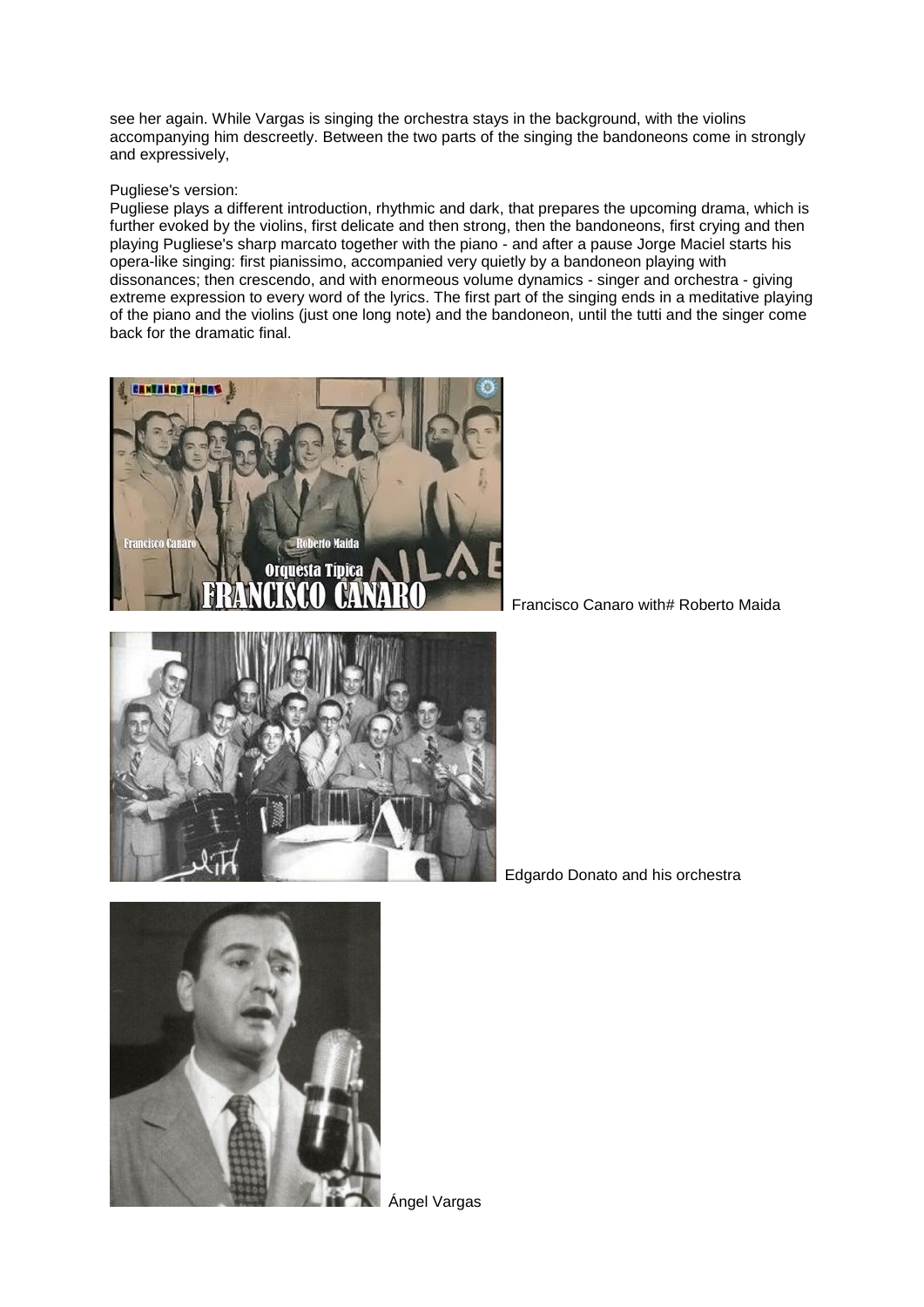see her again. While Vargas is singing the orchestra stays in the background, with the violins accompanying him descreetly. Between the two parts of the singing the bandoneons come in strongly and expressively,

Pugliese's version:
Pugliese plays a different introduction, rhythmic and dark, that prepares the upcoming drama, which is further evoked by the violins, first delicate and then strong, then the bandoneons, first crying and then playing Pugliese's sharp marcato together with the piano - and after a pause Jorge Maciel starts his opera-like singing: first pianissimo, accompanied very quietly by a bandoneon playing with dissonances; then crescendo, and with enormeous volume dynamics - singer and orchestra - giving extreme expression to every word of the lyrics. The first part of the singing ends in a meditative playing of the piano and the violins (just one long note) and the bandoneon, until the tutti and the singer come back for the dramatic final.

Francisco Canaro with# Roberto Maida

Edgardo Donato and his orchestra

Ángel Vargas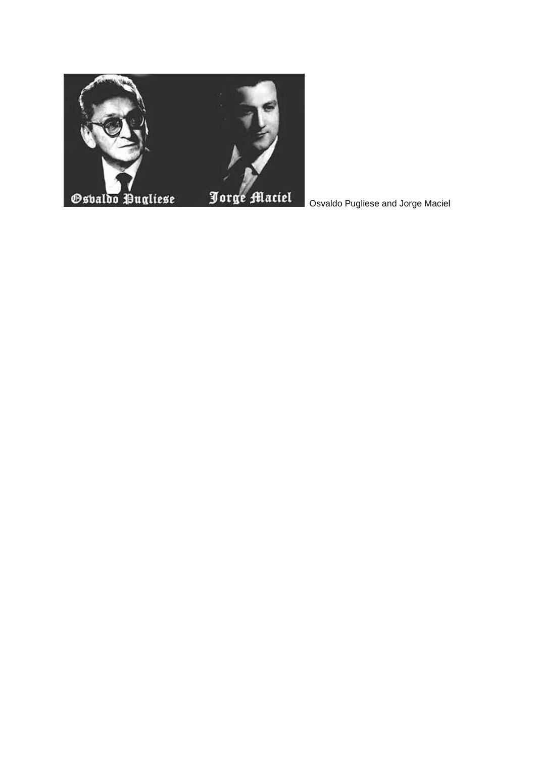Osvaldo Pugliese and Jorge Maciel